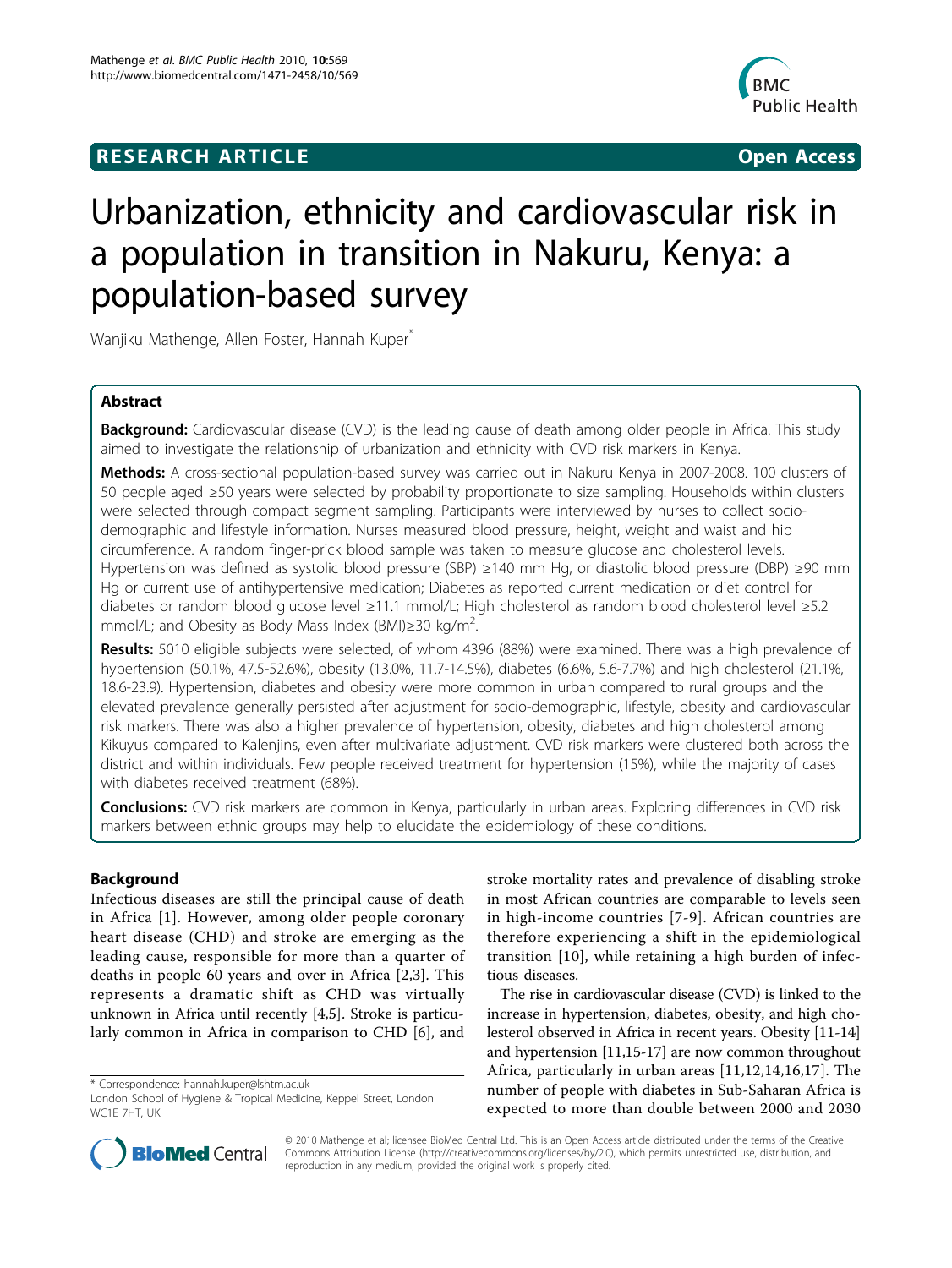**RESEARCH ARTICLE** **Open Access**

# Urbanization, ethnicity and cardiovascular risk in a population in transition in Nakuru, Kenya: a population-based survey

Wanjiku Mathenge, Allen Foster, Hannah Kuper*

## Abstract

**Background:** Cardiovascular disease (CVD) is the leading cause of death among older people in Africa. This study aimed to investigate the relationship of urbanization and ethnicity with CVD risk markers in Kenya.

**Methods:** A cross-sectional population-based survey was carried out in Nakuru Kenya in 2007-2008. 100 clusters of 50 people aged ≥50 years were selected by probability proportionate to size sampling. Households within clusters were selected through compact segment sampling. Participants were interviewed by nurses to collect socio-demographic and lifestyle information. Nurses measured blood pressure, height, weight and waist and hip circumference. A random finger-prick blood sample was taken to measure glucose and cholesterol levels. Hypertension was defined as systolic blood pressure (SBP) ≥140 mm Hg, or diastolic blood pressure (DBP) ≥90 mm Hg or current use of antihypertensive medication; Diabetes as reported current medication or diet control for diabetes or random blood glucose level ≥11.1 mmol/L; High cholesterol as random blood cholesterol level ≥5.2 mmol/L; and Obesity as Body Mass Index (BMI)≥30 kg/m$^2$.

**Results:** 5010 eligible subjects were selected, of whom 4396 (88%) were examined. There was a high prevalence of hypertension (50.1%, 47.5-52.6%), obesity (13.0%, 11.7-14.5%), diabetes (6.6%, 5.6-7.7%) and high cholesterol (21.1%, 18.6-23.9). Hypertension, diabetes and obesity were more common in urban compared to rural groups and the elevated prevalence generally persisted after adjustment for socio-demographic, lifestyle, obesity and cardiovascular risk markers. There was also a higher prevalence of hypertension, obesity, diabetes and high cholesterol among Kikuyus compared to Kalenjins, even after multivariate adjustment. CVD risk markers were clustered both across the district and within individuals. Few people received treatment for hypertension (15%), while the majority of cases with diabetes received treatment (68%).

**Conclusions:** CVD risk markers are common in Kenya, particularly in urban areas. Exploring differences in CVD risk markers between ethnic groups may help to elucidate the epidemiology of these conditions.

## Background

Infectious diseases are still the principal cause of death in Africa [1]. However, among older people coronary heart disease (CHD) and stroke are emerging as the leading cause, responsible for more than a quarter of deaths in people 60 years and over in Africa [2,3]. This represents a dramatic shift as CHD was virtually unknown in Africa until recently [4,5]. Stroke is particularly common in Africa in comparison to CHD [6], and stroke mortality rates and prevalence of disabling stroke in most African countries are comparable to levels seen in high-income countries [7-9]. African countries are therefore experiencing a shift in the epidemiological transition [10], while retaining a high burden of infectious diseases.

The rise in cardiovascular disease (CVD) is linked to the increase in hypertension, diabetes, obesity, and high cholesterol observed in Africa in recent years. Obesity [11-14] and hypertension [11,15-17] are now common throughout Africa, particularly in urban areas [11,12,14,16,17]. The number of people with diabetes in Sub-Saharan Africa is expected to more than double between 2000 and 2030

\* Correspondence: hannah.kuper@lshtm.ac.uk
London School of Hygiene & Tropical Medicine, Keppel Street, London WC1E 7HT, UK

© 2010 Mathenge et al; licensee BioMed Central Ltd. This is an Open Access article distributed under the terms of the Creative Commons Attribution License (http://creativecommons.org/licenses/by/2.0), which permits unrestricted use, distribution, and reproduction in any medium, provided the original work is properly cited.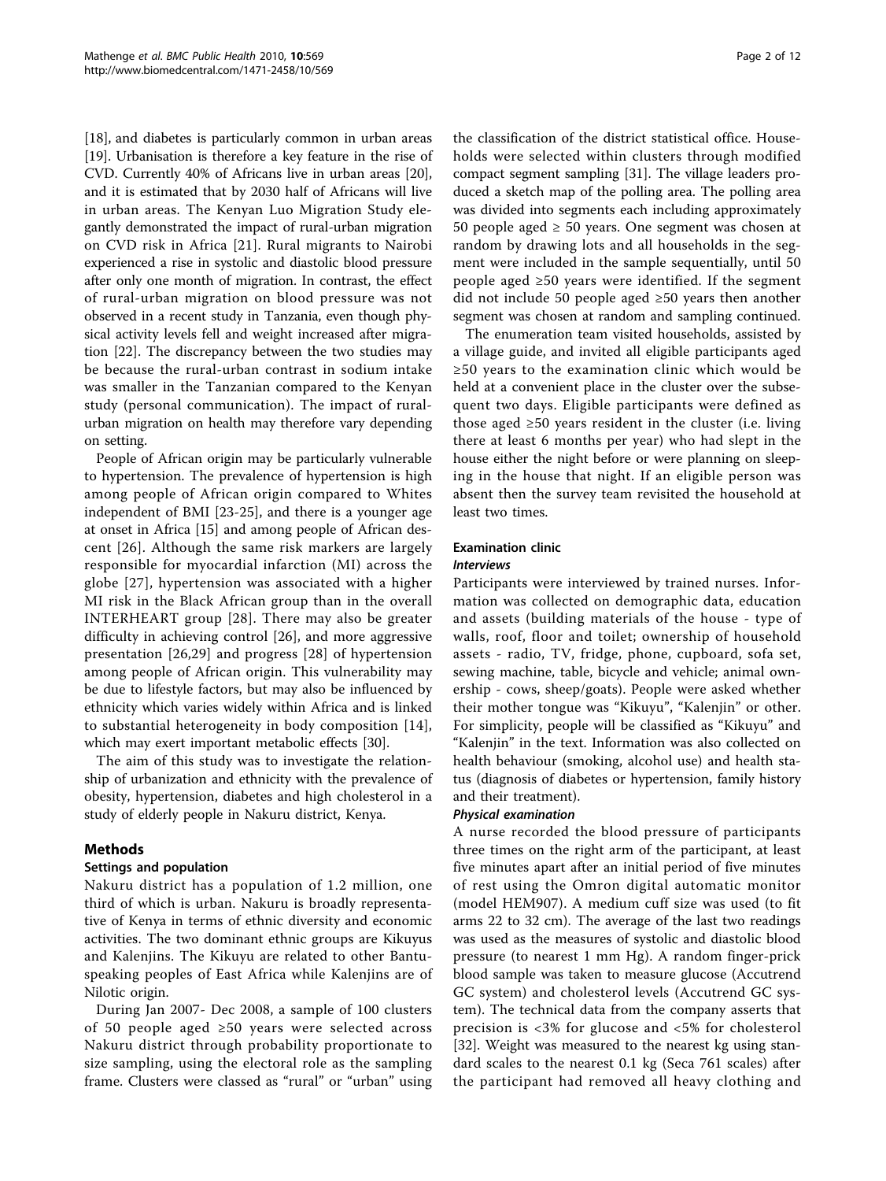[18], and diabetes is particularly common in urban areas [19]. Urbanisation is therefore a key feature in the rise of CVD. Currently 40% of Africans live in urban areas [20], and it is estimated that by 2030 half of Africans will live in urban areas. The Kenyan Luo Migration Study elegantly demonstrated the impact of rural-urban migration on CVD risk in Africa [21]. Rural migrants to Nairobi experienced a rise in systolic and diastolic blood pressure after only one month of migration. In contrast, the effect of rural-urban migration on blood pressure was not observed in a recent study in Tanzania, even though physical activity levels fell and weight increased after migration [22]. The discrepancy between the two studies may be because the rural-urban contrast in sodium intake was smaller in the Tanzanian compared to the Kenyan study (personal communication). The impact of rural-urban migration on health may therefore vary depending on setting.

People of African origin may be particularly vulnerable to hypertension. The prevalence of hypertension is high among people of African origin compared to Whites independent of BMI [23-25], and there is a younger age at onset in Africa [15] and among people of African descent [26]. Although the same risk markers are largely responsible for myocardial infarction (MI) across the globe [27], hypertension was associated with a higher MI risk in the Black African group than in the overall INTERHEART group [28]. There may also be greater difficulty in achieving control [26], and more aggressive presentation [26,29] and progress [28] of hypertension among people of African origin. This vulnerability may be due to lifestyle factors, but may also be influenced by ethnicity which varies widely within Africa and is linked to substantial heterogeneity in body composition [14], which may exert important metabolic effects [30].

The aim of this study was to investigate the relationship of urbanization and ethnicity with the prevalence of obesity, hypertension, diabetes and high cholesterol in a study of elderly people in Nakuru district, Kenya.

## Methods

### Settings and population

Nakuru district has a population of 1.2 million, one third of which is urban. Nakuru is broadly representative of Kenya in terms of ethnic diversity and economic activities. The two dominant ethnic groups are Kikuyus and Kalenjins. The Kikuyu are related to other Bantu-speaking peoples of East Africa while Kalenjins are of Nilotic origin.

During Jan 2007- Dec 2008, a sample of 100 clusters of 50 people aged ≥50 years were selected across Nakuru district through probability proportionate to size sampling, using the electoral role as the sampling frame. Clusters were classed as "rural" or "urban" using the classification of the district statistical office. Households were selected within clusters through modified compact segment sampling [31]. The village leaders produced a sketch map of the polling area. The polling area was divided into segments each including approximately 50 people aged ≥ 50 years. One segment was chosen at random by drawing lots and all households in the segment were included in the sample sequentially, until 50 people aged ≥50 years were identified. If the segment did not include 50 people aged ≥50 years then another segment was chosen at random and sampling continued.

The enumeration team visited households, assisted by a village guide, and invited all eligible participants aged ≥50 years to the examination clinic which would be held at a convenient place in the cluster over the subsequent two days. Eligible participants were defined as those aged ≥50 years resident in the cluster (i.e. living there at least 6 months per year) who had slept in the house either the night before or were planning on sleeping in the house that night. If an eligible person was absent then the survey team revisited the household at least two times.

### Examination clinic

#### *Interviews*

Participants were interviewed by trained nurses. Information was collected on demographic data, education and assets (building materials of the house - type of walls, roof, floor and toilet; ownership of household assets - radio, TV, fridge, phone, cupboard, sofa set, sewing machine, table, bicycle and vehicle; animal ownership - cows, sheep/goats). People were asked whether their mother tongue was "Kikuyu", "Kalenjin" or other. For simplicity, people will be classified as "Kikuyu" and "Kalenjin" in the text. Information was also collected on health behaviour (smoking, alcohol use) and health status (diagnosis of diabetes or hypertension, family history and their treatment).

#### *Physical examination*

A nurse recorded the blood pressure of participants three times on the right arm of the participant, at least five minutes apart after an initial period of five minutes of rest using the Omron digital automatic monitor (model HEM907). A medium cuff size was used (to fit arms 22 to 32 cm). The average of the last two readings was used as the measures of systolic and diastolic blood pressure (to nearest 1 mm Hg). A random finger-prick blood sample was taken to measure glucose (Accutrend GC system) and cholesterol levels (Accutrend GC system). The technical data from the company asserts that precision is <3% for glucose and <5% for cholesterol [32]. Weight was measured to the nearest kg using standard scales to the nearest 0.1 kg (Seca 761 scales) after the participant had removed all heavy clothing and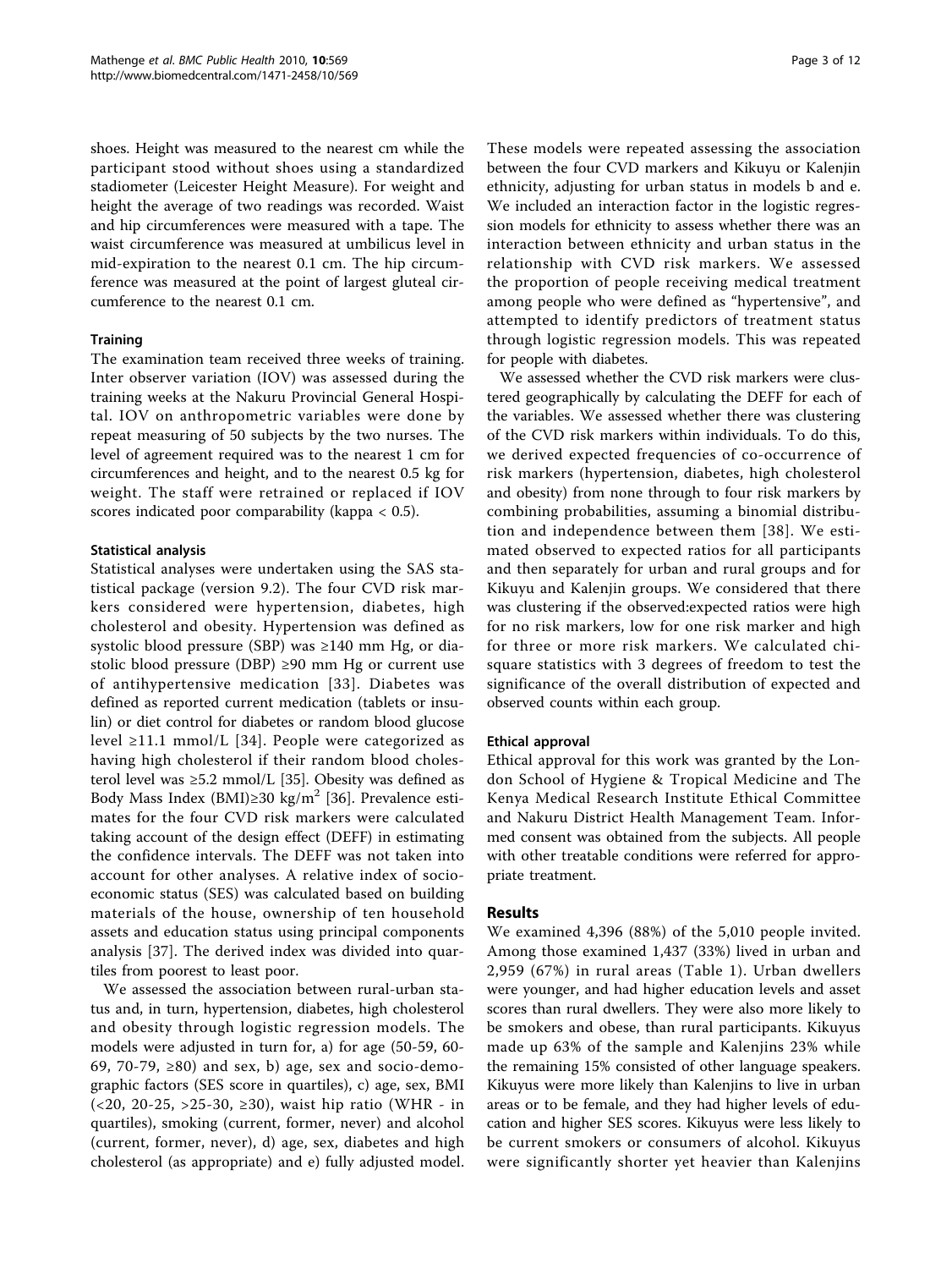shoes. Height was measured to the nearest cm while the participant stood without shoes using a standardized stadiometer (Leicester Height Measure). For weight and height the average of two readings was recorded. Waist and hip circumferences were measured with a tape. The waist circumference was measured at umbilicus level in mid-expiration to the nearest 0.1 cm. The hip circumference was measured at the point of largest gluteal circumference to the nearest 0.1 cm.

### Training

The examination team received three weeks of training. Inter observer variation (IOV) was assessed during the training weeks at the Nakuru Provincial General Hospital. IOV on anthropometric variables were done by repeat measuring of 50 subjects by the two nurses. The level of agreement required was to the nearest 1 cm for circumferences and height, and to the nearest 0.5 kg for weight. The staff were retrained or replaced if IOV scores indicated poor comparability (kappa < 0.5).

### Statistical analysis

Statistical analyses were undertaken using the SAS statistical package (version 9.2). The four CVD risk markers considered were hypertension, diabetes, high cholesterol and obesity. Hypertension was defined as systolic blood pressure (SBP) was ≥140 mm Hg, or diastolic blood pressure (DBP) ≥90 mm Hg or current use of antihypertensive medication [33]. Diabetes was defined as reported current medication (tablets or insulin) or diet control for diabetes or random blood glucose level ≥11.1 mmol/L [34]. People were categorized as having high cholesterol if their random blood cholesterol level was ≥5.2 mmol/L [35]. Obesity was defined as Body Mass Index (BMI)≥30 kg/m$^2$ [36]. Prevalence estimates for the four CVD risk markers were calculated taking account of the design effect (DEFF) in estimating the confidence intervals. The DEFF was not taken into account for other analyses. A relative index of socioeconomic status (SES) was calculated based on building materials of the house, ownership of ten household assets and education status using principal components analysis [37]. The derived index was divided into quartiles from poorest to least poor.

We assessed the association between rural-urban status and, in turn, hypertension, diabetes, high cholesterol and obesity through logistic regression models. The models were adjusted in turn for, a) for age (50-59, 60-69, 70-79, ≥80) and sex, b) age, sex and socio-demographic factors (SES score in quartiles), c) age, sex, BMI (<20, 20-25, >25-30, ≥30), waist hip ratio (WHR - in quartiles), smoking (current, former, never) and alcohol (current, former, never), d) age, sex, diabetes and high cholesterol (as appropriate) and e) fully adjusted model. These models were repeated assessing the association between the four CVD markers and Kikuyu or Kalenjin ethnicity, adjusting for urban status in models b and e. We included an interaction factor in the logistic regression models for ethnicity to assess whether there was an interaction between ethnicity and urban status in the relationship with CVD risk markers. We assessed the proportion of people receiving medical treatment among people who were defined as "hypertensive", and attempted to identify predictors of treatment status through logistic regression models. This was repeated for people with diabetes.

We assessed whether the CVD risk markers were clustered geographically by calculating the DEFF for each of the variables. We assessed whether there was clustering of the CVD risk markers within individuals. To do this, we derived expected frequencies of co-occurrence of risk markers (hypertension, diabetes, high cholesterol and obesity) from none through to four risk markers by combining probabilities, assuming a binomial distribution and independence between them [38]. We estimated observed to expected ratios for all participants and then separately for urban and rural groups and for Kikuyu and Kalenjin groups. We considered that there was clustering if the observed:expected ratios were high for no risk markers, low for one risk marker and high for three or more risk markers. We calculated chi-square statistics with 3 degrees of freedom to test the significance of the overall distribution of expected and observed counts within each group.

### Ethical approval

Ethical approval for this work was granted by the London School of Hygiene & Tropical Medicine and The Kenya Medical Research Institute Ethical Committee and Nakuru District Health Management Team. Informed consent was obtained from the subjects. All people with other treatable conditions were referred for appropriate treatment.

## Results

We examined 4,396 (88%) of the 5,010 people invited. Among those examined 1,437 (33%) lived in urban and 2,959 (67%) in rural areas (Table 1). Urban dwellers were younger, and had higher education levels and asset scores than rural dwellers. They were also more likely to be smokers and obese, than rural participants. Kikuyus made up 63% of the sample and Kalenjins 23% while the remaining 15% consisted of other language speakers. Kikuyus were more likely than Kalenjins to live in urban areas or to be female, and they had higher levels of education and higher SES scores. Kikuyus were less likely to be current smokers or consumers of alcohol. Kikuyus were significantly shorter yet heavier than Kalenjins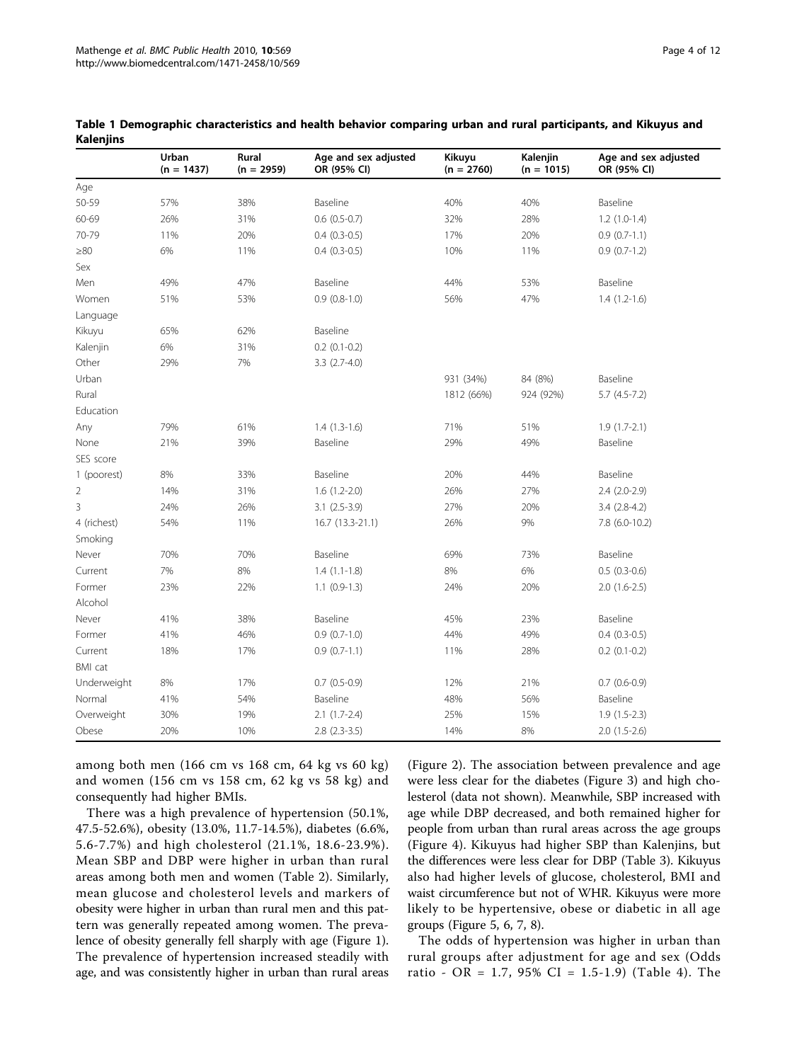**Table 1 Demographic characteristics and health behavior comparing urban and rural participants, and Kikuyus and Kalenjins**

| | Urban (n = 1437) | Rural (n = 2959) | Age and sex adjusted OR (95% CI) | Kikuyu (n = 2760) | Kalenjin (n = 1015) | Age and sex adjusted OR (95% CI) |
|---|---|---|---|---|---|---|
| Age | | | | | | |
| 50-59 | 57% | 38% | Baseline | 40% | 40% | Baseline |
| 60-69 | 26% | 31% | 0.6 (0.5-0.7) | 32% | 28% | 1.2 (1.0-1.4) |
| 70-79 | 11% | 20% | 0.4 (0.3-0.5) | 17% | 20% | 0.9 (0.7-1.1) |
| ≥80 | 6% | 11% | 0.4 (0.3-0.5) | 10% | 11% | 0.9 (0.7-1.2) |
| Sex | | | | | | |
| Men | 49% | 47% | Baseline | 44% | 53% | Baseline |
| Women | 51% | 53% | 0.9 (0.8-1.0) | 56% | 47% | 1.4 (1.2-1.6) |
| Language | | | | | | |
| Kikuyu | 65% | 62% | Baseline | | | |
| Kalenjin | 6% | 31% | 0.2 (0.1-0.2) | | | |
| Other | 29% | 7% | 3.3 (2.7-4.0) | | | |
| Urban | | | | 931 (34%) | 84 (8%) | Baseline |
| Rural | | | | 1812 (66%) | 924 (92%) | 5.7 (4.5-7.2) |
| Education | | | | | | |
| Any | 79% | 61% | 1.4 (1.3-1.6) | 71% | 51% | 1.9 (1.7-2.1) |
| None | 21% | 39% | Baseline | 29% | 49% | Baseline |
| SES score | | | | | | |
| 1 (poorest) | 8% | 33% | Baseline | 20% | 44% | Baseline |
| 2 | 14% | 31% | 1.6 (1.2-2.0) | 26% | 27% | 2.4 (2.0-2.9) |
| 3 | 24% | 26% | 3.1 (2.5-3.9) | 27% | 20% | 3.4 (2.8-4.2) |
| 4 (richest) | 54% | 11% | 16.7 (13.3-21.1) | 26% | 9% | 7.8 (6.0-10.2) |
| Smoking | | | | | | |
| Never | 70% | 70% | Baseline | 69% | 73% | Baseline |
| Current | 7% | 8% | 1.4 (1.1-1.8) | 8% | 6% | 0.5 (0.3-0.6) |
| Former | 23% | 22% | 1.1 (0.9-1.3) | 24% | 20% | 2.0 (1.6-2.5) |
| Alcohol | | | | | | |
| Never | 41% | 38% | Baseline | 45% | 23% | Baseline |
| Former | 41% | 46% | 0.9 (0.7-1.0) | 44% | 49% | 0.4 (0.3-0.5) |
| Current | 18% | 17% | 0.9 (0.7-1.1) | 11% | 28% | 0.2 (0.1-0.2) |
| BMI cat | | | | | | |
| Underweight | 8% | 17% | 0.7 (0.5-0.9) | 12% | 21% | 0.7 (0.6-0.9) |
| Normal | 41% | 54% | Baseline | 48% | 56% | Baseline |
| Overweight | 30% | 19% | 2.1 (1.7-2.4) | 25% | 15% | 1.9 (1.5-2.3) |
| Obese | 20% | 10% | 2.8 (2.3-3.5) | 14% | 8% | 2.0 (1.5-2.6) |

among both men (166 cm vs 168 cm, 64 kg vs 60 kg) and women (156 cm vs 158 cm, 62 kg vs 58 kg) and consequently had higher BMIs.

There was a high prevalence of hypertension (50.1%, 47.5-52.6%), obesity (13.0%, 11.7-14.5%), diabetes (6.6%, 5.6-7.7%) and high cholesterol (21.1%, 18.6-23.9%). Mean SBP and DBP were higher in urban than rural areas among both men and women (Table 2). Similarly, mean glucose and cholesterol levels and markers of obesity were higher in urban than rural men and this pattern was generally repeated among women. The prevalence of obesity generally fell sharply with age (Figure 1). The prevalence of hypertension increased steadily with age, and was consistently higher in urban than rural areas (Figure 2). The association between prevalence and age were less clear for the diabetes (Figure 3) and high cholesterol (data not shown). Meanwhile, SBP increased with age while DBP decreased, and both remained higher for people from urban than rural areas across the age groups (Figure 4). Kikuyus had higher SBP than Kalenjins, but the differences were less clear for DBP (Table 3). Kikuyus also had higher levels of glucose, cholesterol, BMI and waist circumference but not of WHR. Kikuyus were more likely to be hypertensive, obese or diabetic in all age groups (Figure 5, 6, 7, 8).

The odds of hypertension was higher in urban than rural groups after adjustment for age and sex (Odds ratio - OR = 1.7, 95% CI = 1.5-1.9) (Table 4). The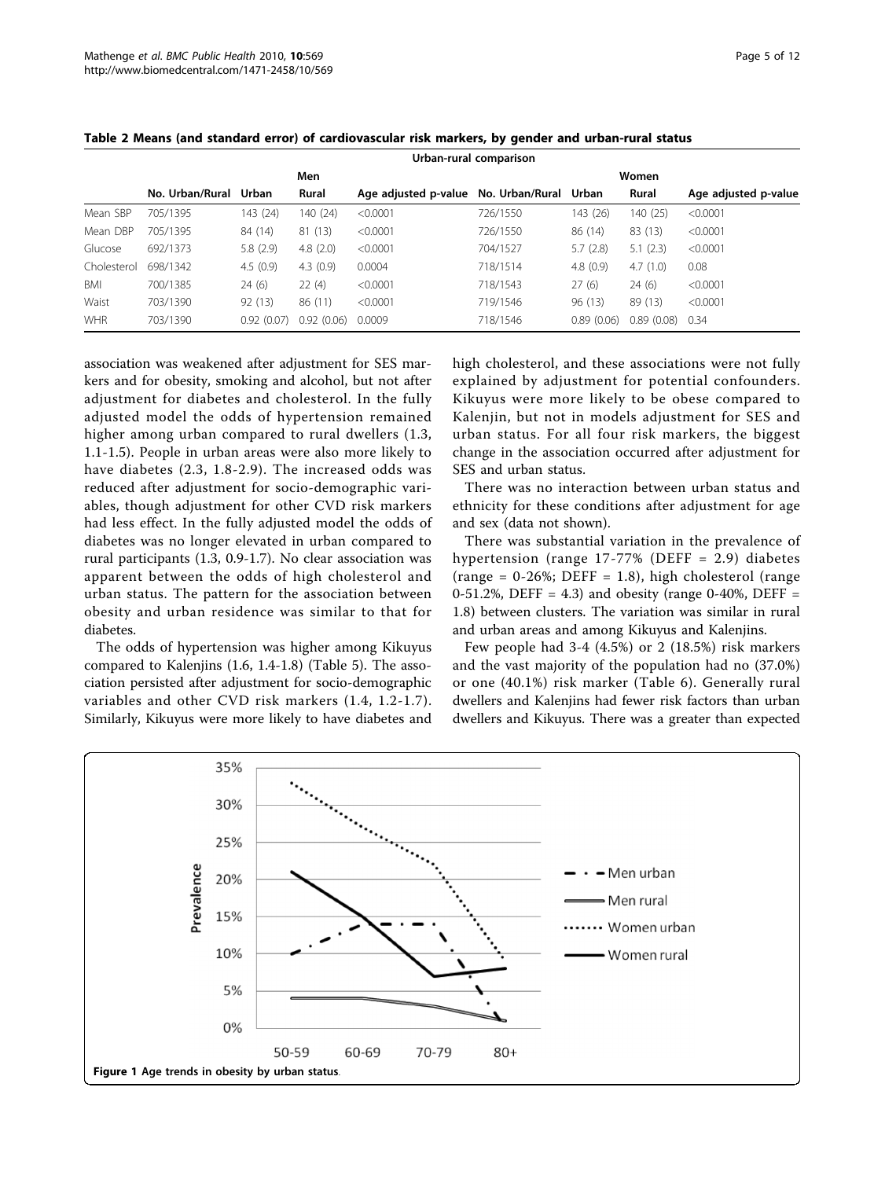**Table 2 Means (and standard error) of cardiovascular risk markers, by gender and urban-rural status**

| | Urban-rural comparison | | | | | | | |
|---|---|---|---|---|---|---|---|---|
| | Men | | | | Women | | | |
| | No. Urban/Rural | Urban | Rural | Age adjusted p-value | No. Urban/Rural | Urban | Rural | Age adjusted p-value |
| Mean SBP | 705/1395 | 143 (24) | 140 (24) | <0.0001 | 726/1550 | 143 (26) | 140 (25) | <0.0001 |
| Mean DBP | 705/1395 | 84 (14) | 81 (13) | <0.0001 | 726/1550 | 86 (14) | 83 (13) | <0.0001 |
| Glucose | 692/1373 | 5.8 (2.9) | 4.8 (2.0) | <0.0001 | 704/1527 | 5.7 (2.8) | 5.1 (2.3) | <0.0001 |
| Cholesterol | 698/1342 | 4.5 (0.9) | 4.3 (0.9) | 0.0004 | 718/1514 | 4.8 (0.9) | 4.7 (1.0) | 0.08 |
| BMI | 700/1385 | 24 (6) | 22 (4) | <0.0001 | 718/1543 | 27 (6) | 24 (6) | <0.0001 |
| Waist | 703/1390 | 92 (13) | 86 (11) | <0.0001 | 719/1546 | 96 (13) | 89 (13) | <0.0001 |
| WHR | 703/1390 | 0.92 (0.07) | 0.92 (0.06) | 0.0009 | 718/1546 | 0.89 (0.06) | 0.89 (0.08) | 0.34 |

association was weakened after adjustment for SES markers and for obesity, smoking and alcohol, but not after adjustment for diabetes and cholesterol. In the fully adjusted model the odds of hypertension remained higher among urban compared to rural dwellers (1.3, 1.1-1.5). People in urban areas were also more likely to have diabetes (2.3, 1.8-2.9). The increased odds was reduced after adjustment for socio-demographic variables, though adjustment for other CVD risk markers had less effect. In the fully adjusted model the odds of diabetes was no longer elevated in urban compared to rural participants (1.3, 0.9-1.7). No clear association was apparent between the odds of high cholesterol and urban status. The pattern for the association between obesity and urban residence was similar to that for diabetes.

The odds of hypertension was higher among Kikuyus compared to Kalenjins (1.6, 1.4-1.8) (Table 5). The association persisted after adjustment for socio-demographic variables and other CVD risk markers (1.4, 1.2-1.7). Similarly, Kikuyus were more likely to have diabetes and high cholesterol, and these associations were not fully explained by adjustment for potential confounders. Kikuyus were more likely to be obese compared to Kalenjin, but not in models adjustment for SES and urban status. For all four risk markers, the biggest change in the association occurred after adjustment for SES and urban status.

There was no interaction between urban status and ethnicity for these conditions after adjustment for age and sex (data not shown).

There was substantial variation in the prevalence of hypertension (range 17-77% (DEFF = 2.9) diabetes (range = 0-26%; DEFF = 1.8), high cholesterol (range 0-51.2%, DEFF = 4.3) and obesity (range 0-40%, DEFF = 1.8) between clusters. The variation was similar in rural and urban areas and among Kikuyus and Kalenjins.

Few people had 3-4 (4.5%) or 2 (18.5%) risk markers and the vast majority of the population had no (37.0%) or one (40.1%) risk marker (Table 6). Generally rural dwellers and Kalenjins had fewer risk factors than urban dwellers and Kikuyus. There was a greater than expected

**Figure 1 Age trends in obesity by urban status.**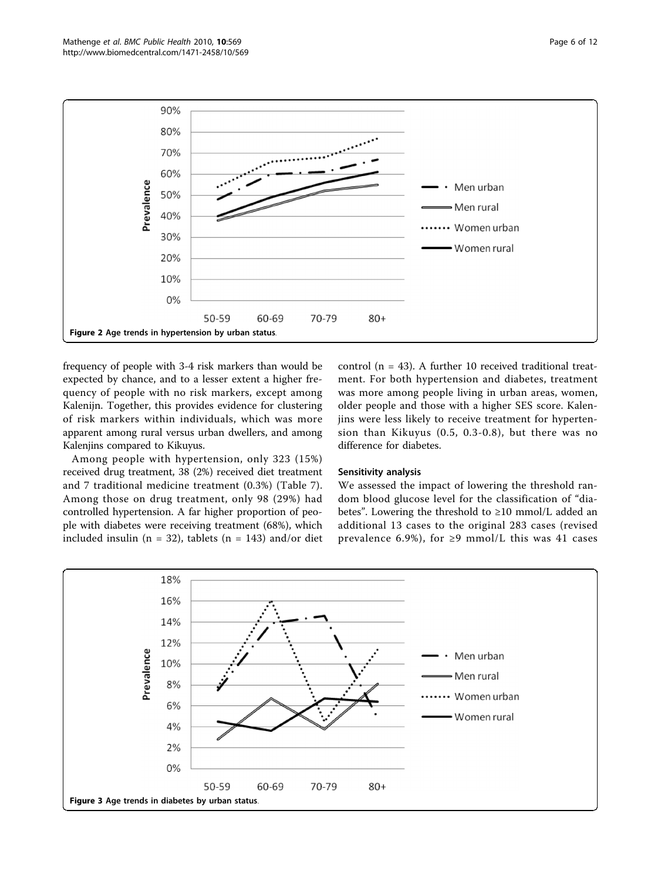Figure 2 Age trends in hypertension by urban status.

frequency of people with 3-4 risk markers than would be expected by chance, and to a lesser extent a higher frequency of people with no risk markers, except among Kalenijn. Together, this provides evidence for clustering of risk markers within individuals, which was more apparent among rural versus urban dwellers, and among Kalenjins compared to Kikuyus.

Among people with hypertension, only 323 (15%) received drug treatment, 38 (2%) received diet treatment and 7 traditional medicine treatment (0.3%) (Table 7). Among those on drug treatment, only 98 (29%) had controlled hypertension. A far higher proportion of people with diabetes were receiving treatment (68%), which included insulin (n = 32), tablets (n = 143) and/or diet control (n = 43). A further 10 received traditional treatment. For both hypertension and diabetes, treatment was more among people living in urban areas, women, older people and those with a higher SES score. Kalenjins were less likely to receive treatment for hypertension than Kikuyus (0.5, 0.3-0.8), but there was no difference for diabetes.

### Sensitivity analysis

We assessed the impact of lowering the threshold random blood glucose level for the classification of "diabetes". Lowering the threshold to ≥10 mmol/L added an additional 13 cases to the original 283 cases (revised prevalence 6.9%), for ≥9 mmol/L this was 41 cases

Figure 3 Age trends in diabetes by urban status.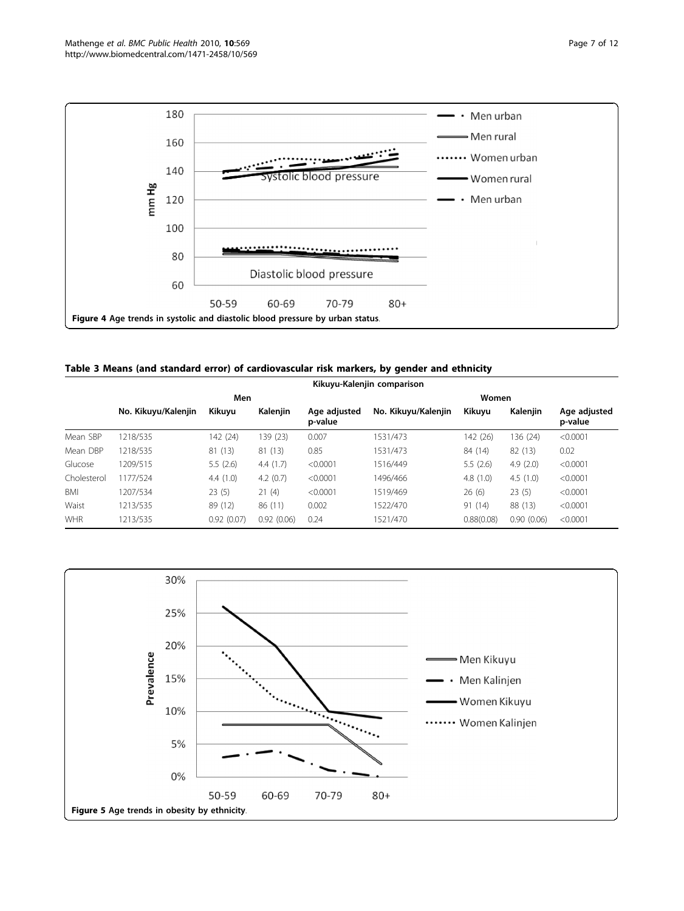**Figure 4** Age trends in systolic and diastolic blood pressure by urban status.

**Table 3 Means (and standard error) of cardiovascular risk markers, by gender and ethnicity**

| | Kikuyu-Kalenjin comparison | | | | | | | |
|---|---|---|---|---|---|---|---|---|
| | Men | | | | Women | | | |
| | No. Kikuyu/Kalenjin | Kikuyu | Kalenjin | Age adjusted p-value | No. Kikuyu/Kalenjin | Kikuyu | Kalenjin | Age adjusted p-value |
| Mean SBP | 1218/535 | 142 (24) | 139 (23) | 0.007 | 1531/473 | 142 (26) | 136 (24) | <0.0001 |
| Mean DBP | 1218/535 | 81 (13) | 81 (13) | 0.85 | 1531/473 | 84 (14) | 82 (13) | 0.02 |
| Glucose | 1209/515 | 5.5 (2.6) | 4.4 (1.7) | <0.0001 | 1516/449 | 5.5 (2.6) | 4.9 (2.0) | <0.0001 |
| Cholesterol | 1177/524 | 4.4 (1.0) | 4.2 (0.7) | <0.0001 | 1496/466 | 4.8 (1.0) | 4.5 (1.0) | <0.0001 |
| BMI | 1207/534 | 23 (5) | 21 (4) | <0.0001 | 1519/469 | 26 (6) | 23 (5) | <0.0001 |
| Waist | 1213/535 | 89 (12) | 86 (11) | 0.002 | 1522/470 | 91 (14) | 88 (13) | <0.0001 |
| WHR | 1213/535 | 0.92 (0.07) | 0.92 (0.06) | 0.24 | 1521/470 | 0.88(0.08) | 0.90 (0.06) | <0.0001 |

**Figure 5** Age trends in obesity by ethnicity.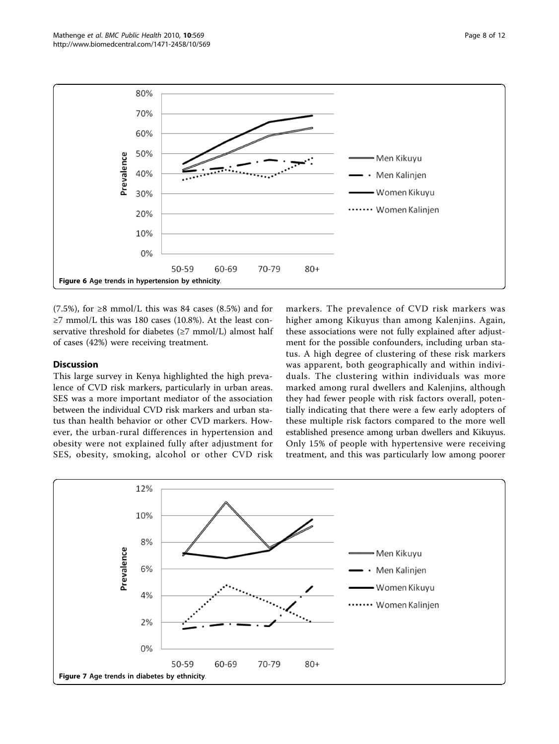Figure 6 Age trends in hypertension by ethnicity.

(7.5%), for ≥8 mmol/L this was 84 cases (8.5%) and for ≥7 mmol/L this was 180 cases (10.8%). At the least conservative threshold for diabetes (≥7 mmol/L) almost half of cases (42%) were receiving treatment.

## Discussion

This large survey in Kenya highlighted the high prevalence of CVD risk markers, particularly in urban areas. SES was a more important mediator of the association between the individual CVD risk markers and urban status than health behavior or other CVD markers. However, the urban-rural differences in hypertension and obesity were not explained fully after adjustment for SES, obesity, smoking, alcohol or other CVD risk markers. The prevalence of CVD risk markers was higher among Kikuyus than among Kalenjins. Again, these associations were not fully explained after adjustment for the possible confounders, including urban status. A high degree of clustering of these risk markers was apparent, both geographically and within individuals. The clustering within individuals was more marked among rural dwellers and Kalenjins, although they had fewer people with risk factors overall, potentially indicating that there were a few early adopters of these multiple risk factors compared to the more well established presence among urban dwellers and Kikuyus. Only 15% of people with hypertensive were receiving treatment, and this was particularly low among poorer

Figure 7 Age trends in diabetes by ethnicity.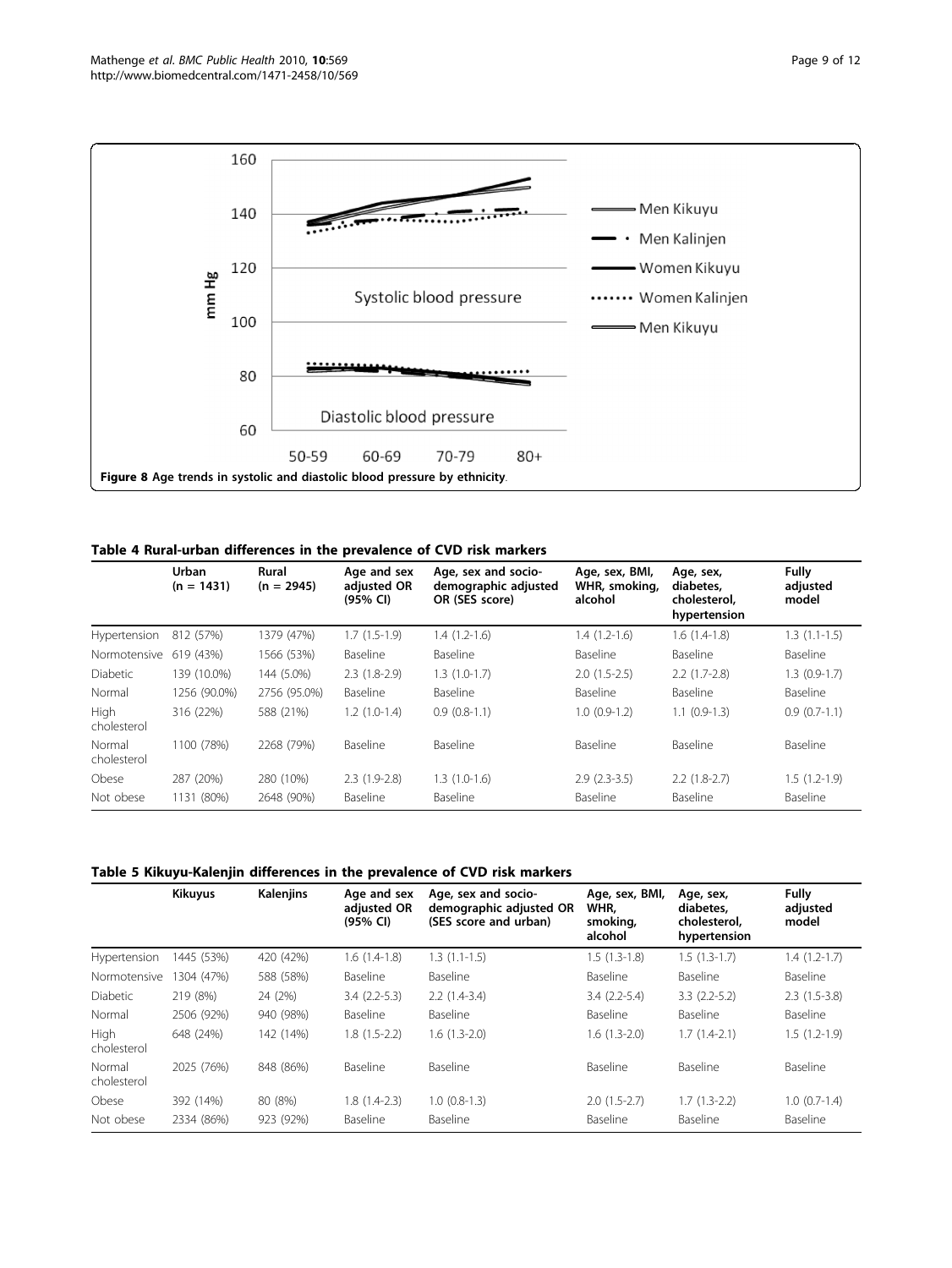Figure 8 Age trends in systolic and diastolic blood pressure by ethnicity.

**Table 4 Rural-urban differences in the prevalence of CVD risk markers**

| | Urban (n = 1431) | Rural (n = 2945) | Age and sex adjusted OR (95% CI) | Age, sex and socio-demographic adjusted OR (SES score) | Age, sex, BMI, WHR, smoking, alcohol | Age, sex, diabetes, cholesterol, hypertension | Fully adjusted model |
|---|---|---|---|---|---|---|---|
| Hypertension | 812 (57%) | 1379 (47%) | 1.7 (1.5-1.9) | 1.4 (1.2-1.6) | 1.4 (1.2-1.6) | 1.6 (1.4-1.8) | 1.3 (1.1-1.5) |
| Normotensive | 619 (43%) | 1566 (53%) | Baseline | Baseline | Baseline | Baseline | Baseline |
| Diabetic | 139 (10.0%) | 144 (5.0%) | 2.3 (1.8-2.9) | 1.3 (1.0-1.7) | 2.0 (1.5-2.5) | 2.2 (1.7-2.8) | 1.3 (0.9-1.7) |
| Normal | 1256 (90.0%) | 2756 (95.0%) | Baseline | Baseline | Baseline | Baseline | Baseline |
| High cholesterol | 316 (22%) | 588 (21%) | 1.2 (1.0-1.4) | 0.9 (0.8-1.1) | 1.0 (0.9-1.2) | 1.1 (0.9-1.3) | 0.9 (0.7-1.1) |
| Normal cholesterol | 1100 (78%) | 2268 (79%) | Baseline | Baseline | Baseline | Baseline | Baseline |
| Obese | 287 (20%) | 280 (10%) | 2.3 (1.9-2.8) | 1.3 (1.0-1.6) | 2.9 (2.3-3.5) | 2.2 (1.8-2.7) | 1.5 (1.2-1.9) |
| Not obese | 1131 (80%) | 2648 (90%) | Baseline | Baseline | Baseline | Baseline | Baseline |

**Table 5 Kikuyu-Kalenjin differences in the prevalence of CVD risk markers**

| | Kikuyus | Kalenjins | Age and sex adjusted OR (95% CI) | Age, sex and socio-demographic adjusted OR (SES score and urban) | Age, sex, BMI, WHR, smoking, alcohol | Age, sex, diabetes, cholesterol, hypertension | Fully adjusted model |
|---|---|---|---|---|---|---|---|
| Hypertension | 1445 (53%) | 420 (42%) | 1.6 (1.4-1.8) | 1.3 (1.1-1.5) | 1.5 (1.3-1.8) | 1.5 (1.3-1.7) | 1.4 (1.2-1.7) |
| Normotensive | 1304 (47%) | 588 (58%) | Baseline | Baseline | Baseline | Baseline | Baseline |
| Diabetic | 219 (8%) | 24 (2%) | 3.4 (2.2-5.3) | 2.2 (1.4-3.4) | 3.4 (2.2-5.4) | 3.3 (2.2-5.2) | 2.3 (1.5-3.8) |
| Normal | 2506 (92%) | 940 (98%) | Baseline | Baseline | Baseline | Baseline | Baseline |
| High cholesterol | 648 (24%) | 142 (14%) | 1.8 (1.5-2.2) | 1.6 (1.3-2.0) | 1.6 (1.3-2.0) | 1.7 (1.4-2.1) | 1.5 (1.2-1.9) |
| Normal cholesterol | 2025 (76%) | 848 (86%) | Baseline | Baseline | Baseline | Baseline | Baseline |
| Obese | 392 (14%) | 80 (8%) | 1.8 (1.4-2.3) | 1.0 (0.8-1.3) | 2.0 (1.5-2.7) | 1.7 (1.3-2.2) | 1.0 (0.7-1.4) |
| Not obese | 2334 (86%) | 923 (92%) | Baseline | Baseline | Baseline | Baseline | Baseline |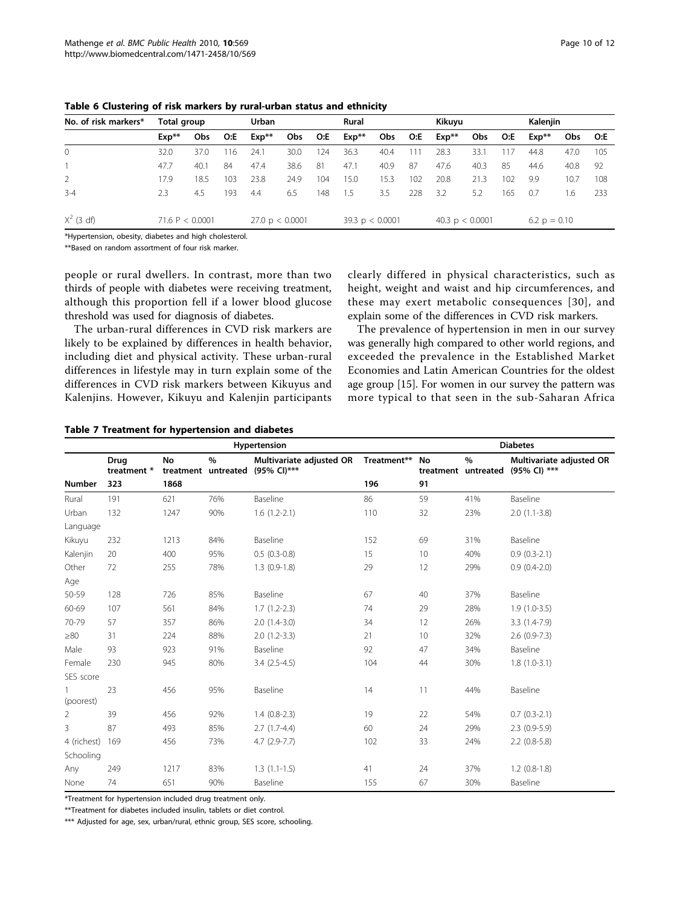**Table 6 Clustering of risk markers by rural-urban status and ethnicity**

| No. of risk markers* | Total group | | | Urban | | | Rural | | | Kikuyu | | | Kalenjin | | |
|---|---|---|---|---|---|---|---|---|---|---|---|---|---|---|---|
| | Exp** | Obs | O:E | Exp** | Obs | O:E | Exp** | Obs | O:E | Exp** | Obs | O:E | Exp** | Obs | O:E |
| 0 | 32.0 | 37.0 | 116 | 24.1 | 30.0 | 124 | 36.3 | 40.4 | 111 | 28.3 | 33.1 | 117 | 44.8 | 47.0 | 105 |
| 1 | 47.7 | 40.1 | 84 | 47.4 | 38.6 | 81 | 47.1 | 40.9 | 87 | 47.6 | 40.3 | 85 | 44.6 | 40.8 | 92 |
| 2 | 17.9 | 18.5 | 103 | 23.8 | 24.9 | 104 | 15.0 | 15.3 | 102 | 20.8 | 21.3 | 102 | 9.9 | 10.7 | 108 |
| 3-4 | 2.3 | 4.5 | 193 | 4.4 | 6.5 | 148 | 1.5 | 3.5 | 228 | 3.2 | 5.2 | 165 | 0.7 | 1.6 | 233 |
| $X^2$ (3 df) | 71.6 $P < 0.0001$ | | | 27.0 $p < 0.0001$ | | | 39.3 $p < 0.0001$ | | | 40.3 $p < 0.0001$ | | | 6.2 $p = 0.10$ | | |

*Hypertension, obesity, diabetes and high cholesterol.

**Based on random assortment of four risk marker.

people or rural dwellers. In contrast, more than two thirds of people with diabetes were receiving treatment, although this proportion fell if a lower blood glucose threshold was used for diagnosis of diabetes.

The urban-rural differences in CVD risk markers are likely to be explained by differences in health behavior, including diet and physical activity. These urban-rural differences in lifestyle may in turn explain some of the differences in CVD risk markers between Kikuyus and Kalenjins. However, Kikuyu and Kalenjin participants clearly differed in physical characteristics, such as height, weight and waist and hip circumferences, and these may exert metabolic consequences [30], and explain some of the differences in CVD risk markers.

The prevalence of hypertension in men in our survey was generally high compared to other world regions, and exceeded the prevalence in the Established Market Economies and Latin American Countries for the oldest age group [15]. For women in our survey the pattern was more typical to that seen in the sub-Saharan Africa

**Table 7 Treatment for hypertension and diabetes**

| | Hypertension | | | | Diabetes | | | |
|---|---|---|---|---|---|---|---|---|
| | Drug treatment * | No treatment | % untreated | Multivariate adjusted OR (95% CI)*** | Treatment** | No treatment | % untreated | Multivariate adjusted OR (95% CI) *** |
| **Number** | 323 | 1868 | | | 196 | 91 | | |
| Rural | 191 | 621 | 76% | Baseline | 86 | 59 | 41% | Baseline |
| Urban | 132 | 1247 | 90% | 1.6 (1.2-2.1) | 110 | 32 | 23% | 2.0 (1.1-3.8) |
| Language | | | | | | | | |
| Kikuyu | 232 | 1213 | 84% | Baseline | 152 | 69 | 31% | Baseline |
| Kalenjin | 20 | 400 | 95% | 0.5 (0.3-0.8) | 15 | 10 | 40% | 0.9 (0.3-2.1) |
| Other | 72 | 255 | 78% | 1.3 (0.9-1.8) | 29 | 12 | 29% | 0.9 (0.4-2.0) |
| Age | | | | | | | | |
| 50-59 | 128 | 726 | 85% | Baseline | 67 | 40 | 37% | Baseline |
| 60-69 | 107 | 561 | 84% | 1.7 (1.2-2.3) | 74 | 29 | 28% | 1.9 (1.0-3.5) |
| 70-79 | 57 | 357 | 86% | 2.0 (1.4-3.0) | 34 | 12 | 26% | 3.3 (1.4-7.9) |
| ≥80 | 31 | 224 | 88% | 2.0 (1.2-3.3) | 21 | 10 | 32% | 2.6 (0.9-7.3) |
| Male | 93 | 923 | 91% | Baseline | 92 | 47 | 34% | Baseline |
| Female | 230 | 945 | 80% | 3.4 (2.5-4.5) | 104 | 44 | 30% | 1.8 (1.0-3.1) |
| SES score | | | | | | | | |
| 1 (poorest) | 23 | 456 | 95% | Baseline | 14 | 11 | 44% | Baseline |
| 2 | 39 | 456 | 92% | 1.4 (0.8-2.3) | 19 | 22 | 54% | 0.7 (0.3-2.1) |
| 3 | 87 | 493 | 85% | 2.7 (1.7-4.4) | 60 | 24 | 29% | 2.3 (0.9-5.9) |
| 4 (richest) | 169 | 456 | 73% | 4.7 (2.9-7.7) | 102 | 33 | 24% | 2.2 (0.8-5.8) |
| Schooling | | | | | | | | |
| Any | 249 | 1217 | 83% | 1.3 (1.1-1.5) | 41 | 24 | 37% | 1.2 (0.8-1.8) |
| None | 74 | 651 | 90% | Baseline | 155 | 67 | 30% | Baseline |

*Treatment for hypertension included drug treatment only.

**Treatment for diabetes included insulin, tablets or diet control.

*** Adjusted for age, sex, urban/rural, ethnic group, SES score, schooling.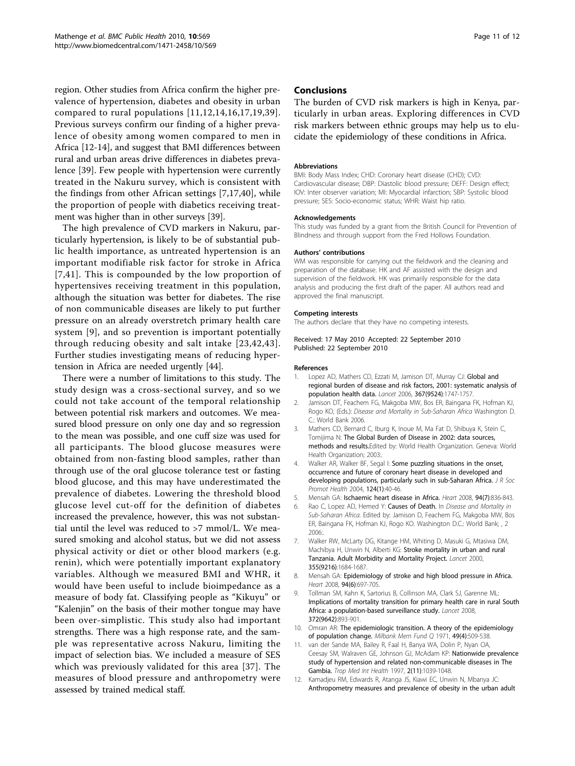region. Other studies from Africa confirm the higher prevalence of hypertension, diabetes and obesity in urban compared to rural populations [11,12,14,16,17,19,39]. Previous surveys confirm our finding of a higher prevalence of obesity among women compared to men in Africa [12-14], and suggest that BMI differences between rural and urban areas drive differences in diabetes prevalence [39]. Few people with hypertension were currently treated in the Nakuru survey, which is consistent with the findings from other African settings [7,17,40], while the proportion of people with diabetics receiving treatment was higher than in other surveys [39].

The high prevalence of CVD markers in Nakuru, particularly hypertension, is likely to be of substantial public health importance, as untreated hypertension is an important modifiable risk factor for stroke in Africa [7,41]. This is compounded by the low proportion of hypertensives receiving treatment in this population, although the situation was better for diabetes. The rise of non communicable diseases are likely to put further pressure on an already overstretch primary health care system [9], and so prevention is important potentially through reducing obesity and salt intake [23,42,43]. Further studies investigating means of reducing hypertension in Africa are needed urgently [44].

There were a number of limitations to this study. The study design was a cross-sectional survey, and so we could not take account of the temporal relationship between potential risk markers and outcomes. We measured blood pressure on only one day and so regression to the mean was possible, and one cuff size was used for all participants. The blood glucose measures were obtained from non-fasting blood samples, rather than through use of the oral glucose tolerance test or fasting blood glucose, and this may have underestimated the prevalence of diabetes. Lowering the threshold blood glucose level cut-off for the definition of diabetes increased the prevalence, however, this was not substantial until the level was reduced to >7 mmol/L. We measured smoking and alcohol status, but we did not assess physical activity or diet or other blood markers (e.g. renin), which were potentially important explanatory variables. Although we measured BMI and WHR, it would have been useful to include bioimpedance as a measure of body fat. Classifying people as "Kikuyu" or "Kalenjin" on the basis of their mother tongue may have been over-simplistic. This study also had important strengths. There was a high response rate, and the sample was representative across Nakuru, limiting the impact of selection bias. We included a measure of SES which was previously validated for this area [37]. The measures of blood pressure and anthropometry were assessed by trained medical staff.

## Conclusions

The burden of CVD risk markers is high in Kenya, particularly in urban areas. Exploring differences in CVD risk markers between ethnic groups may help us to elucidate the epidemiology of these conditions in Africa.

#### Abbreviations

BMI: Body Mass Index; CHD: Coronary heart disease (CHD); CVD: Cardiovascular disease; DBP: Diastolic blood pressure; DEFF: Design effect; IOV: Inter observer variation; MI: Myocardial infarction; SBP: Systolic blood pressure; SES: Socio-economic status; WHR: Waist hip ratio.

#### Acknowledgements

This study was funded by a grant from the British Council for Prevention of Blindness and through support from the Fred Hollows Foundation.

#### Authors' contributions

WM was responsible for carrying out the fieldwork and the cleaning and preparation of the database. HK and AF assisted with the design and supervision of the fieldwork. HK was primarily responsible for the data analysis and producing the first draft of the paper. All authors read and approved the final manuscript.

#### Competing interests

The authors declare that they have no competing interests.

Received: 17 May 2010 Accepted: 22 September 2010
Published: 22 September 2010

#### References

1. Lopez AD, Mathers CD, Ezzati M, Jamison DT, Murray CJ: **Global and regional burden of disease and risk factors, 2001: systematic analysis of population health data.** *Lancet* 2006, **367(9524)**:1747-1757.
2. Jamison DT, Feachem FG, Makgoba MW, Bos ER, Baingana FK, Hofman KJ, Rogo KO, (Eds.): *Disease and Mortality in Sub-Saharan Africa* Washington D. C.: World Bank 2006.
3. Mathers CD, Bernard C, Iburg K, Inoue M, Ma Fat D, Shibuya K, Stein C, Tomijima N: **The Global Burden of Disease in 2002: data sources, methods and results.**Edited by: World Health Organization. Geneva: World Health Organization; 2003:.
4. Walker AR, Walker BF, Segal I: **Some puzzling situations in the onset, occurrence and future of coronary heart disease in developed and developing populations, particularly such in sub-Saharan Africa.** *J R Soc Promot Health* 2004, **124(1)**:40-46.
5. Mensah GA: **Ischaemic heart disease in Africa.** *Heart* 2008, **94(7)**:836-843.
6. Rao C, Lopez AD, Hemed Y: **Causes of Death.** In *Disease and Mortality in Sub-Saharan Africa.* Edited by: Jamison D, Feachem FG, Makgoba MW, Bos ER, Baingana FK, Hofman KJ, Rogo KO. Washington D.C.: World Bank; , 2 2006:.
7. Walker RW, McLarty DG, Kitange HM, Whiting D, Masuki G, Mtasiwa DM, Machibya H, Unwin N, Alberti KG: **Stroke mortality in urban and rural Tanzania. Adult Morbidity and Mortality Project.** *Lancet* 2000, **355(9216)**:1684-1687.
8. Mensah GA: **Epidemiology of stroke and high blood pressure in Africa.** *Heart* 2008, **94(6)**:697-705.
9. Tollman SM, Kahn K, Sartorius B, Collinson MA, Clark SJ, Garenne ML: **Implications of mortality transition for primary health care in rural South Africa: a population-based surveillance study.** *Lancet* 2008, **372(9642)**:893-901.
10. Omran AR: **The epidemiologic transition. A theory of the epidemiology of population change.** *Milbank Mem Fund Q* 1971, **49(4)**:509-538.
11. van der Sande MA, Bailey R, Faal H, Banya WA, Dolin P, Nyan OA, Ceesay SM, Walraven GE, Johnson GJ, McAdam KP: **Nationwide prevalence study of hypertension and related non-communicable diseases in The Gambia.** *Trop Med Int Health* 1997, **2(11)**:1039-1048.
12. Kamadjeu RM, Edwards R, Atanga JS, Kiawi EC, Unwin N, Mbanya JC: **Anthropometry measures and prevalence of obesity in the urban adult**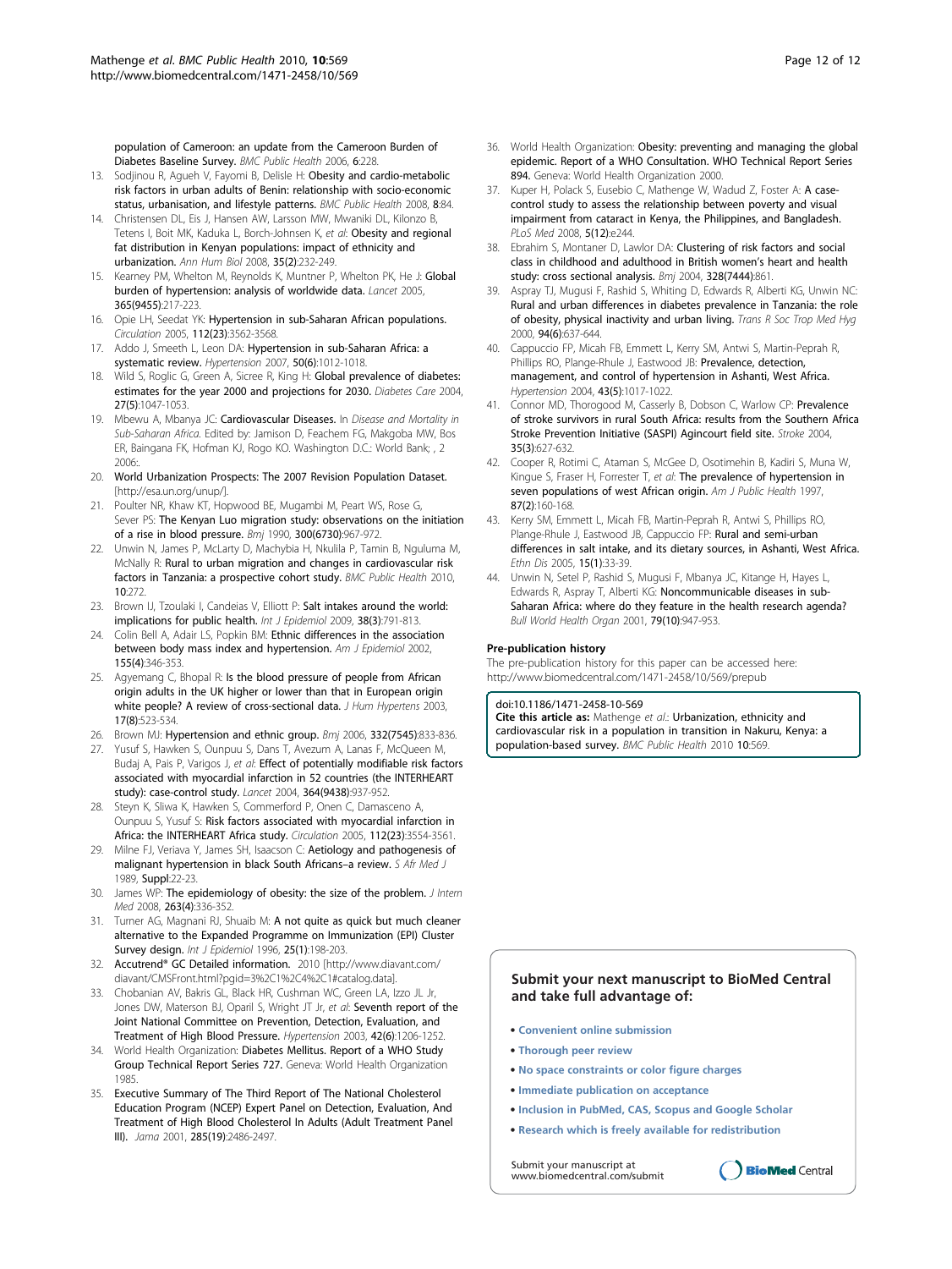population of Cameroon: an update from the Cameroon Burden of Diabetes Baseline Survey. *BMC Public Health* 2006, **6**:228.

13. Sodjinou R, Agueh V, Fayomi B, Delisle H: **Obesity and cardio-metabolic risk factors in urban adults of Benin: relationship with socio-economic status, urbanisation, and lifestyle patterns.** *BMC Public Health* 2008, **8**:84.
14. Christensen DL, Eis J, Hansen AW, Larsson MW, Mwaniki DL, Kilonzo B, Tetens I, Boit MK, Kaduka L, Borch-Johnsen K, *et al*: **Obesity and regional fat distribution in Kenyan populations: impact of ethnicity and urbanization.** *Ann Hum Biol* 2008, **35(2)**:232-249.
15. Kearney PM, Whelton M, Reynolds K, Muntner P, Whelton PK, He J: **Global burden of hypertension: analysis of worldwide data.** *Lancet* 2005, **365(9455)**:217-223.
16. Opie LH, Seedat YK: **Hypertension in sub-Saharan African populations.** *Circulation* 2005, **112(23)**:3562-3568.
17. Addo J, Smeeth L, Leon DA: **Hypertension in sub-Saharan Africa: a systematic review.** *Hypertension* 2007, **50(6)**:1012-1018.
18. Wild S, Roglic G, Green A, Sicree R, King H: **Global prevalence of diabetes: estimates for the year 2000 and projections for 2030.** *Diabetes Care* 2004, **27(5)**:1047-1053.
19. Mbewu A, Mbanya JC: **Cardiovascular Diseases.** In *Disease and Mortality in Sub-Saharan Africa.* Edited by: Jamison D, Feachem FG, Makgoba MW, Bos ER, Baingana FK, Hofman KJ, Rogo KO. Washington D.C.: World Bank; , 2 2006:.
20. **World Urbanization Prospects: The 2007 Revision Population Dataset.** [http://esa.un.org/unup/].
21. Poulter NR, Khaw KT, Hopwood BE, Mugambi M, Peart WS, Rose G, Sever PS: **The Kenyan Luo migration study: observations on the initiation of a rise in blood pressure.** *Bmj* 1990, **300(6730)**:967-972.
22. Unwin N, James P, McLarty D, Machybia H, Nkulila P, Tamin B, Nguluma M, McNally R: **Rural to urban migration and changes in cardiovascular risk factors in Tanzania: a prospective cohort study.** *BMC Public Health* 2010, **10**:272.
23. Brown IJ, Tzoulaki I, Candeias V, Elliott P: **Salt intakes around the world: implications for public health.** *Int J Epidemiol* 2009, **38(3)**:791-813.
24. Colin Bell A, Adair LS, Popkin BM: **Ethnic differences in the association between body mass index and hypertension.** *Am J Epidemiol* 2002, **155(4)**:346-353.
25. Agyemang C, Bhopal R: **Is the blood pressure of people from African origin adults in the UK higher or lower than that in European origin white people? A review of cross-sectional data.** *J Hum Hypertens* 2003, **17(8)**:523-534.
26. Brown MJ: **Hypertension and ethnic group.** *Bmj* 2006, **332(7545)**:833-836.
27. Yusuf S, Hawken S, Ounpuu S, Dans T, Avezum A, Lanas F, McQueen M, Budaj A, Pais P, Varigos J, *et al*: **Effect of potentially modifiable risk factors associated with myocardial infarction in 52 countries (the INTERHEART study): case-control study.** *Lancet* 2004, **364(9438)**:937-952.
28. Steyn K, Sliwa K, Hawken S, Commerford P, Onen C, Damasceno A, Ounpuu S, Yusuf S: **Risk factors associated with myocardial infarction in Africa: the INTERHEART Africa study.** *Circulation* 2005, **112(23)**:3554-3561.
29. Milne FJ, Veriava Y, James SH, Isaacson C: **Aetiology and pathogenesis of malignant hypertension in black South Africans–a review.** *S Afr Med J* 1989, **Suppl**:22-23.
30. James WP: **The epidemiology of obesity: the size of the problem.** *J Intern Med* 2008, **263(4)**:336-352.
31. Turner AG, Magnani RJ, Shuaib M: **A not quite as quick but much cleaner alternative to the Expanded Programme on Immunization (EPI) Cluster Survey design.** *Int J Epidemiol* 1996, **25(1)**:198-203.
32. **Accutrend® GC Detailed information.** 2010 [http://www.diavant.com/diavant/CMSFront.html?pgid=3%2C1%2C4%2C1#catalog.data].
33. Chobanian AV, Bakris GL, Black HR, Cushman WC, Green LA, Izzo JL Jr, Jones DW, Materson BJ, Oparil S, Wright JT Jr, *et al*: **Seventh report of the Joint National Committee on Prevention, Detection, Evaluation, and Treatment of High Blood Pressure.** *Hypertension* 2003, **42(6)**:1206-1252.
34. World Health Organization: **Diabetes Mellitus. Report of a WHO Study Group Technical Report Series 727.** Geneva: World Health Organization 1985.
35. **Executive Summary of The Third Report of The National Cholesterol Education Program (NCEP) Expert Panel on Detection, Evaluation, And Treatment of High Blood Cholesterol In Adults (Adult Treatment Panel III).** *Jama* 2001, **285(19)**:2486-2497.
36. World Health Organization: **Obesity: preventing and managing the global epidemic. Report of a WHO Consultation. WHO Technical Report Series 894.** Geneva: World Health Organization 2000.
37. Kuper H, Polack S, Eusebio C, Mathenge W, Wadud Z, Foster A: **A case-control study to assess the relationship between poverty and visual impairment from cataract in Kenya, the Philippines, and Bangladesh.** *PLoS Med* 2008, **5(12)**:e244.
38. Ebrahim S, Montaner D, Lawlor DA: **Clustering of risk factors and social class in childhood and adulthood in British women's heart and health study: cross sectional analysis.** *Bmj* 2004, **328(7444)**:861.
39. Aspray TJ, Mugusi F, Rashid S, Whiting D, Edwards R, Alberti KG, Unwin NC: **Rural and urban differences in diabetes prevalence in Tanzania: the role of obesity, physical inactivity and urban living.** *Trans R Soc Trop Med Hyg* 2000, **94(6)**:637-644.
40. Cappuccio FP, Micah FB, Emmett L, Kerry SM, Antwi S, Martin-Peprah R, Phillips RO, Plange-Rhule J, Eastwood JB: **Prevalence, detection, management, and control of hypertension in Ashanti, West Africa.** *Hypertension* 2004, **43(5)**:1017-1022.
41. Connor MD, Thorogood M, Casserly B, Dobson C, Warlow CP: **Prevalence of stroke survivors in rural South Africa: results from the Southern Africa Stroke Prevention Initiative (SASPI) Agincourt field site.** *Stroke* 2004, **35(3)**:627-632.
42. Cooper R, Rotimi C, Ataman S, McGee D, Osotimehin B, Kadiri S, Muna W, Kingue S, Fraser H, Forrester T, *et al*: **The prevalence of hypertension in seven populations of west African origin.** *Am J Public Health* 1997, **87(2)**:160-168.
43. Kerry SM, Emmett L, Micah FB, Martin-Peprah R, Antwi S, Phillips RO, Plange-Rhule J, Eastwood JB, Cappuccio FP: **Rural and semi-urban differences in salt intake, and its dietary sources, in Ashanti, West Africa.** *Ethn Dis* 2005, **15(1)**:33-39.
44. Unwin N, Setel P, Rashid S, Mugusi F, Mbanya JC, Kitange H, Hayes L, Edwards R, Aspray T, Alberti KG: **Noncommunicable diseases in sub-Saharan Africa: where do they feature in the health research agenda?** *Bull World Health Organ* 2001, **79(10)**:947-953.

### Pre-publication history

The pre-publication history for this paper can be accessed here:
http://www.biomedcentral.com/1471-2458/10/569/prepub

doi:10.1186/1471-2458-10-569
**Cite this article as:** Mathenge *et al.*: Urbanization, ethnicity and cardiovascular risk in a population in transition in Nakuru, Kenya: a population-based survey. *BMC Public Health* 2010 **10**:569.

**Submit your next manuscript to BioMed Central and take full advantage of:**

- **Convenient online submission**
- **Thorough peer review**
- **No space constraints or color figure charges**
- **Immediate publication on acceptance**
- **Inclusion in PubMed, CAS, Scopus and Google Scholar**
- **Research which is freely available for redistribution**

Submit your manuscript at
www.biomedcentral.com/submit

BioMed Central